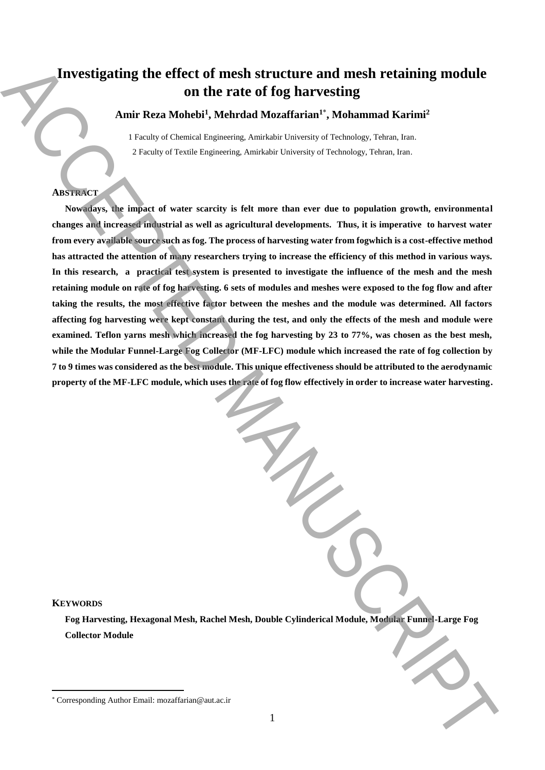# Investigating the effect of mesh structure and mesh retaining module on the rate of fog harvesting

**Amir Reza Mohebi[1], Mehrdad Mozaffarian[1*], Mohammad Karimi[2]**

1 Faculty of Chemical Engineering, Amirkabir University of Technology, Tehran, Iran.

2 Faculty of Textile Engineering, Amirkabir University of Technology, Tehran, Iran.

## ABSTRACT

**Nowadays, the impact of water scarcity is felt more than ever due to population growth, environmental changes and increased industrial as well as agricultural developments. Thus, it is imperative to harvest water from every available source such as fog. The process of harvesting water from fogwhich is a cost-effective method has attracted the attention of many researchers trying to increase the efficiency of this method in various ways. In this research, a practical test system is presented to investigate the influence of the mesh and the mesh retaining module on rate of fog harvesting. 6 sets of modules and meshes were exposed to the fog flow and after taking the results, the most effective factor between the meshes and the module was determined. All factors affecting fog harvesting were kept constant during the test, and only the effects of the mesh and module were examined. Teflon yarns mesh which increased the fog harvesting by 23 to 77%, was chosen as the best mesh, while the Modular Funnel-Large Fog Collector (MF-LFC) module which increased the rate of fog collection by 7 to 9 times was considered as the best module. This unique effectiveness should be attributed to the aerodynamic property of the MF-LFC module, which uses the rate of fog flow effectively in order to increase water harvesting.**

## KEYWORDS

**Fog Harvesting, Hexagonal Mesh, Rachel Mesh, Double Cylinderical Module, Modular Funnel-Large Fog Collector Module**

---

[*] Corresponding Author Email: mozaffarian@aut.ac.ir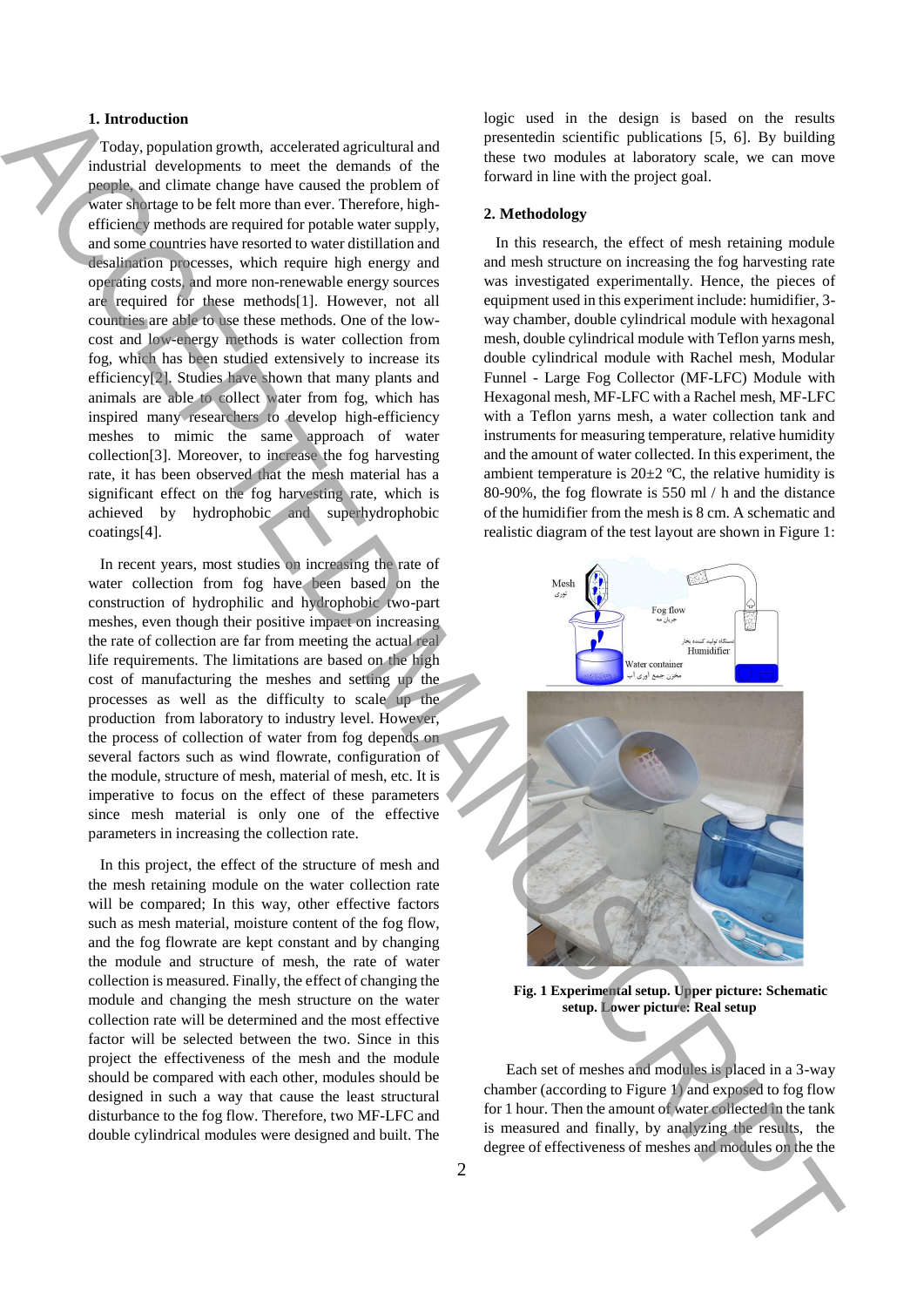## 1. Introduction

Today, population growth, accelerated agricultural and industrial developments to meet the demands of the people, and climate change have caused the problem of water shortage to be felt more than ever. Therefore, high-efficiency methods are required for potable water supply, and some countries have resorted to water distillation and desalination processes, which require high energy and operating costs, and more non-renewable energy sources are required for these methods[1]. However, not all countries are able to use these methods. One of the low-cost and low-energy methods is water collection from fog, which has been studied extensively to increase its efficiency[2]. Studies have shown that many plants and animals are able to collect water from fog, which has inspired many researchers to develop high-efficiency meshes to mimic the same approach of water collection[3]. Moreover, to increase the fog harvesting rate, it has been observed that the mesh material has a significant effect on the fog harvesting rate, which is achieved by hydrophobic and superhydrophobic coatings[4].

In recent years, most studies on increasing the rate of water collection from fog have been based on the construction of hydrophilic and hydrophobic two-part meshes, even though their positive impact on increasing the rate of collection are far from meeting the actual real life requirements. The limitations are based on the high cost of manufacturing the meshes and setting up the processes as well as the difficulty to scale up the production from laboratory to industry level. However, the process of collection of water from fog depends on several factors such as wind flowrate, configuration of the module, structure of mesh, material of mesh, etc. It is imperative to focus on the effect of these parameters since mesh material is only one of the effective parameters in increasing the collection rate.

In this project, the effect of the structure of mesh and the mesh retaining module on the water collection rate will be compared; In this way, other effective factors such as mesh material, moisture content of the fog flow, and the fog flowrate are kept constant and by changing the module and structure of mesh, the rate of water collection is measured. Finally, the effect of changing the module and changing the mesh structure on the water collection rate will be determined and the most effective factor will be selected between the two. Since in this project the effectiveness of the mesh and the module should be compared with each other, modules should be designed in such a way that cause the least structural disturbance to the fog flow. Therefore, two MF-LFC and double cylindrical modules were designed and built. The logic used in the design is based on the results presentedin scientific publications [5, 6]. By building these two modules at laboratory scale, we can move forward in line with the project goal.

## 2. Methodology

In this research, the effect of mesh retaining module and mesh structure on increasing the fog harvesting rate was investigated experimentally. Hence, the pieces of equipment used in this experiment include: humidifier, 3-way chamber, double cylindrical module with hexagonal mesh, double cylindrical module with Teflon yarns mesh, double cylindrical module with Rachel mesh, Modular Funnel - Large Fog Collector (MF-LFC) Module with Hexagonal mesh, MF-LFC with a Rachel mesh, MF-LFC with a Teflon yarns mesh, a water collection tank and instruments for measuring temperature, relative humidity and the amount of water collected. In this experiment, the ambient temperature is 20±2 ºC, the relative humidity is 80-90%, the fog flowrate is 550 ml / h and the distance of the humidifier from the mesh is 8 cm. A schematic and realistic diagram of the test layout are shown in Figure 1:

**Fig. 1 Experimental setup. Upper picture: Schematic setup. Lower picture: Real setup**

Each set of meshes and modules is placed in a 3-way chamber (according to Figure 1) and exposed to fog flow for 1 hour. Then the amount of water collected in the tank is measured and finally, by analyzing the results, the degree of effectiveness of meshes and modules on the the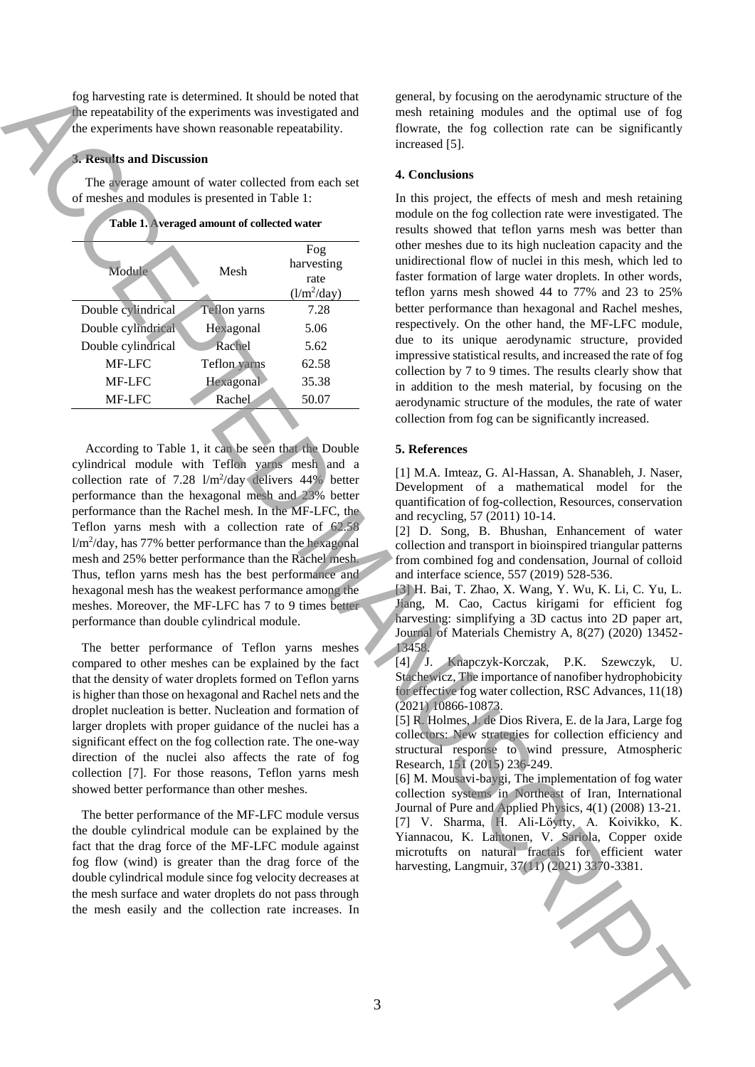fog harvesting rate is determined. It should be noted that the repeatability of the experiments was investigated and the experiments have shown reasonable repeatability.

## 3. Results and Discussion

The average amount of water collected from each set of meshes and modules is presented in Table 1:

**Table 1. Averaged amount of collected water**

| Module | Mesh | Fog harvesting rate ($l/m^2$/day) |
|---|---|---|
| Double cylindrical | Teflon yarns | 7.28 |
| Double cylindrical | Hexagonal | 5.06 |
| Double cylindrical | Rachel | 5.62 |
| MF-LFC | Teflon yarns | 62.58 |
| MF-LFC | Hexagonal | 35.38 |
| MF-LFC | Rachel | 50.07 |

According to Table 1, it can be seen that the Double cylindrical module with Teflon yarns mesh and a collection rate of 7.28 $l/m^2$/day delivers 44% better performance than the hexagonal mesh and 23% better performance than the Rachel mesh. In the MF-LFC, the Teflon yarns mesh with a collection rate of 62.58 $l/m^2$/day, has 77% better performance than the hexagonal mesh and 25% better performance than the Rachel mesh. Thus, teflon yarns mesh has the best performance and hexagonal mesh has the weakest performance among the meshes. Moreover, the MF-LFC has 7 to 9 times better performance than double cylindrical module.

The better performance of Teflon yarns meshes compared to other meshes can be explained by the fact that the density of water droplets formed on Teflon yarns is higher than those on hexagonal and Rachel nets and the droplet nucleation is better. Nucleation and formation of larger droplets with proper guidance of the nuclei has a significant effect on the fog collection rate. The one-way direction of the nuclei also affects the rate of fog collection [7]. For those reasons, Teflon yarns mesh showed better performance than other meshes.

The better performance of the MF-LFC module versus the double cylindrical module can be explained by the fact that the drag force of the MF-LFC module against fog flow (wind) is greater than the drag force of the double cylindrical module since fog velocity decreases at the mesh surface and water droplets do not pass through the mesh easily and the collection rate increases. In general, by focusing on the aerodynamic structure of the mesh retaining modules and the optimal use of fog flowrate, the fog collection rate can be significantly increased [5].

## 4. Conclusions

In this project, the effects of mesh and mesh retaining module on the fog collection rate were investigated. The results showed that teflon yarns mesh was better than other meshes due to its high nucleation capacity and the unidirectional flow of nuclei in this mesh, which led to faster formation of large water droplets. In other words, teflon yarns mesh showed 44 to 77% and 23 to 25% better performance than hexagonal and Rachel meshes, respectively. On the other hand, the MF-LFC module, due to its unique aerodynamic structure, provided impressive statistical results, and increased the rate of fog collection by 7 to 9 times. The results clearly show that in addition to the mesh material, by focusing on the aerodynamic structure of the modules, the rate of water collection from fog can be significantly increased.

## 5. References

[1] M.A. Imteaz, G. Al-Hassan, A. Shanableh, J. Naser, Development of a mathematical model for the quantification of fog-collection, Resources, conservation and recycling, 57 (2011) 10-14.

[2] D. Song, B. Bhushan, Enhancement of water collection and transport in bioinspired triangular patterns from combined fog and condensation, Journal of colloid and interface science, 557 (2019) 528-536.

[3] H. Bai, T. Zhao, X. Wang, Y. Wu, K. Li, C. Yu, L. Jiang, M. Cao, Cactus kirigami for efficient fog harvesting: simplifying a 3D cactus into 2D paper art, Journal of Materials Chemistry A, 8(27) (2020) 13452-13458.

[4] J. Knapczyk-Korczak, P.K. Szewczyk, U. Stachewicz, The importance of nanofiber hydrophobicity for effective fog water collection, RSC Advances, 11(18) (2021) 10866-10873.

[5] R. Holmes, J. de Dios Rivera, E. de la Jara, Large fog collectors: New strategies for collection efficiency and structural response to wind pressure, Atmospheric Research, 151 (2015) 236-249.

[6] M. Mousavi-baygi, The implementation of fog water collection systems in Northeast of Iran, International Journal of Pure and Applied Physics, 4(1) (2008) 13-21.

[7] V. Sharma, H. Ali-Löytty, A. Koivikko, K. Yiannacou, K. Lahtonen, V. Sariola, Copper oxide microtufts on natural fractals for efficient water harvesting, Langmuir, 37(11) (2021) 3370-3381.